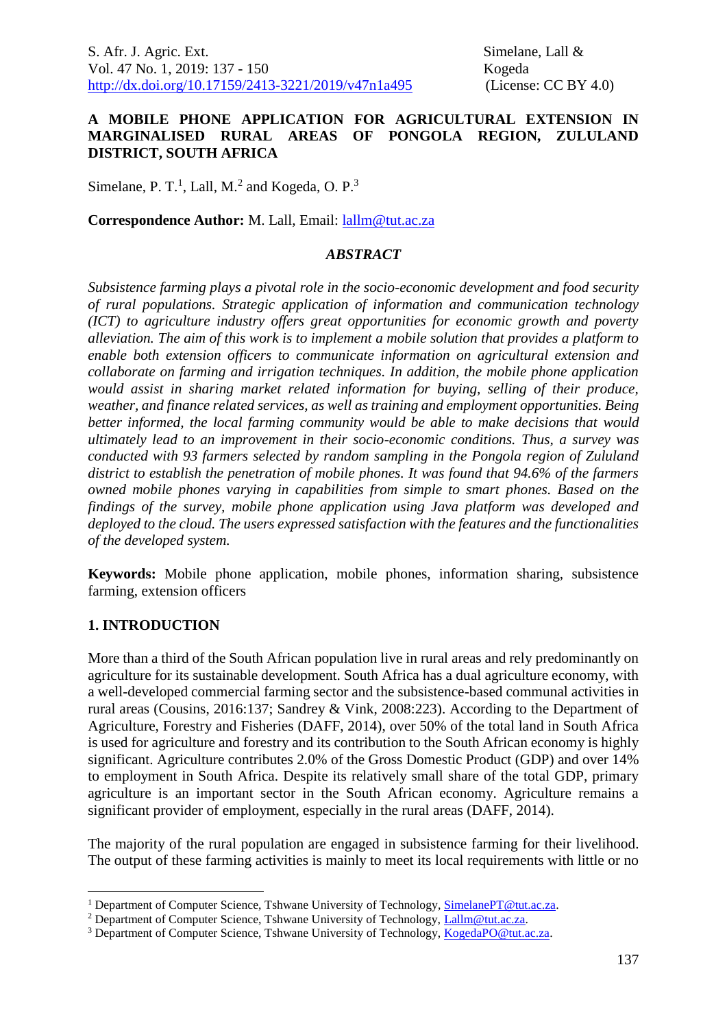# A MOBILE PHONE APPLICATION FOR AGRICULTURAL EXTENSION IN MARGINALISED RURAL AREAS OF PONGOLA REGION, ZULULAND DISTRICT, SOUTH AFRICA

Simelane, P. T.[1], Lall, M.[2] and Kogeda, O. P.[3]

**Correspondence Author:** M. Lall, Email: lallm@tut.ac.za

## *ABSTRACT*

*Subsistence farming plays a pivotal role in the socio-economic development and food security of rural populations. Strategic application of information and communication technology (ICT) to agriculture industry offers great opportunities for economic growth and poverty alleviation. The aim of this work is to implement a mobile solution that provides a platform to enable both extension officers to communicate information on agricultural extension and collaborate on farming and irrigation techniques. In addition, the mobile phone application would assist in sharing market related information for buying, selling of their produce, weather, and finance related services, as well as training and employment opportunities. Being better informed, the local farming community would be able to make decisions that would ultimately lead to an improvement in their socio-economic conditions. Thus, a survey was conducted with 93 farmers selected by random sampling in the Pongola region of Zululand district to establish the penetration of mobile phones. It was found that 94.6% of the farmers owned mobile phones varying in capabilities from simple to smart phones. Based on the findings of the survey, mobile phone application using Java platform was developed and deployed to the cloud. The users expressed satisfaction with the features and the functionalities of the developed system.*

**Keywords:** Mobile phone application, mobile phones, information sharing, subsistence farming, extension officers

## 1. INTRODUCTION

More than a third of the South African population live in rural areas and rely predominantly on agriculture for its sustainable development. South Africa has a dual agriculture economy, with a well-developed commercial farming sector and the subsistence-based communal activities in rural areas (Cousins, 2016:137; Sandrey & Vink, 2008:223). According to the Department of Agriculture, Forestry and Fisheries (DAFF, 2014), over 50% of the total land in South Africa is used for agriculture and forestry and its contribution to the South African economy is highly significant. Agriculture contributes 2.0% of the Gross Domestic Product (GDP) and over 14% to employment in South Africa. Despite its relatively small share of the total GDP, primary agriculture is an important sector in the South African economy. Agriculture remains a significant provider of employment, especially in the rural areas (DAFF, 2014).

The majority of the rural population are engaged in subsistence farming for their livelihood. The output of these farming activities is mainly to meet its local requirements with little or no

[1] Department of Computer Science, Tshwane University of Technology, SimelanePT@tut.ac.za.
[2] Department of Computer Science, Tshwane University of Technology, Lallm@tut.ac.za.
[3] Department of Computer Science, Tshwane University of Technology, KogedaPO@tut.ac.za.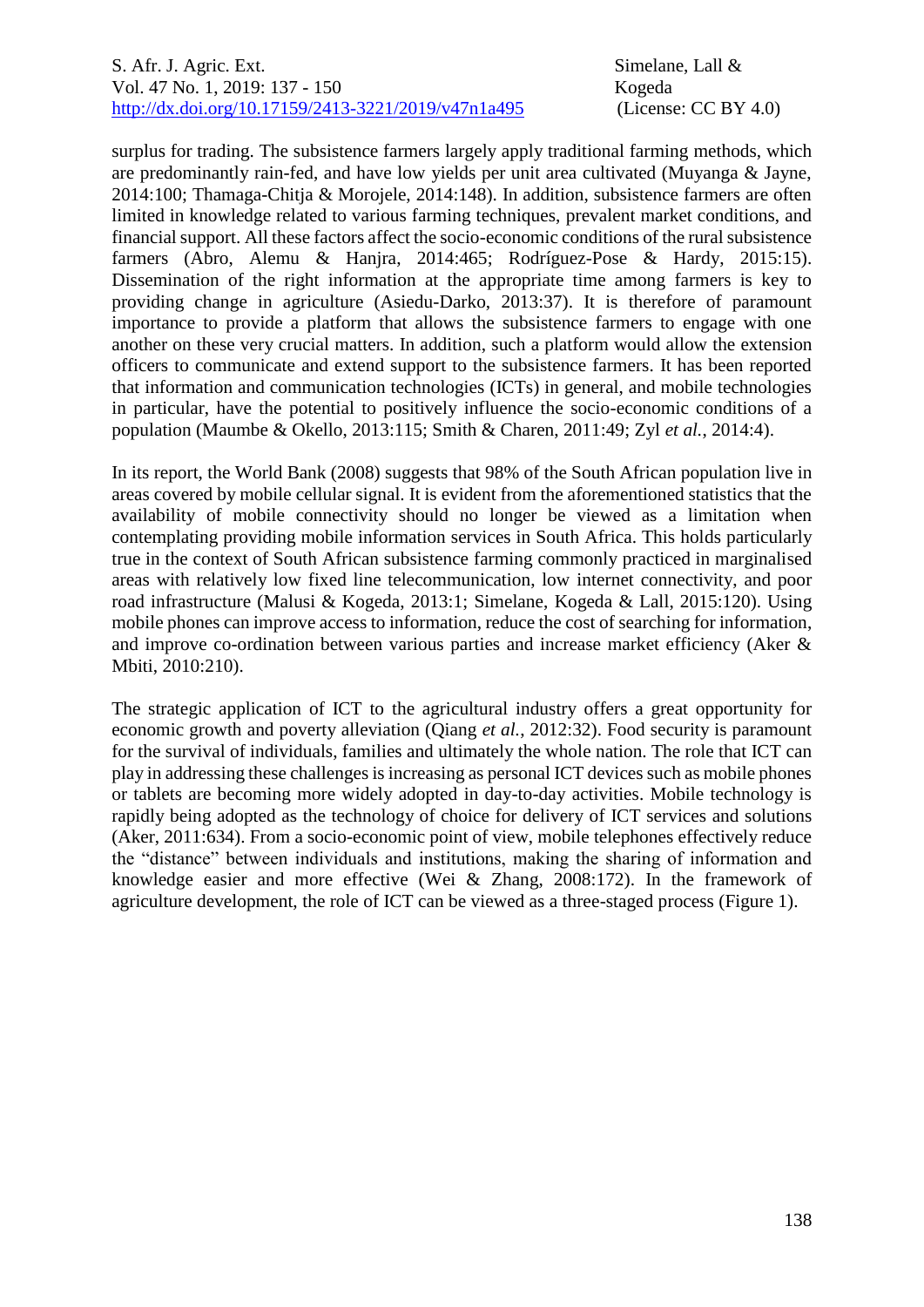surplus for trading. The subsistence farmers largely apply traditional farming methods, which are predominantly rain-fed, and have low yields per unit area cultivated (Muyanga & Jayne, 2014:100; Thamaga-Chitja & Morojele, 2014:148). In addition, subsistence farmers are often limited in knowledge related to various farming techniques, prevalent market conditions, and financial support. All these factors affect the socio-economic conditions of the rural subsistence farmers (Abro, Alemu & Hanjra, 2014:465; Rodríguez-Pose & Hardy, 2015:15). Dissemination of the right information at the appropriate time among farmers is key to providing change in agriculture (Asiedu-Darko, 2013:37). It is therefore of paramount importance to provide a platform that allows the subsistence farmers to engage with one another on these very crucial matters. In addition, such a platform would allow the extension officers to communicate and extend support to the subsistence farmers. It has been reported that information and communication technologies (ICTs) in general, and mobile technologies in particular, have the potential to positively influence the socio-economic conditions of a population (Maumbe & Okello, 2013:115; Smith & Charen, 2011:49; Zyl *et al.*, 2014:4).

In its report, the World Bank (2008) suggests that 98% of the South African population live in areas covered by mobile cellular signal. It is evident from the aforementioned statistics that the availability of mobile connectivity should no longer be viewed as a limitation when contemplating providing mobile information services in South Africa. This holds particularly true in the context of South African subsistence farming commonly practiced in marginalised areas with relatively low fixed line telecommunication, low internet connectivity, and poor road infrastructure (Malusi & Kogeda, 2013:1; Simelane, Kogeda & Lall, 2015:120). Using mobile phones can improve access to information, reduce the cost of searching for information, and improve co-ordination between various parties and increase market efficiency (Aker & Mbiti, 2010:210).

The strategic application of ICT to the agricultural industry offers a great opportunity for economic growth and poverty alleviation (Qiang *et al.*, 2012:32). Food security is paramount for the survival of individuals, families and ultimately the whole nation. The role that ICT can play in addressing these challenges is increasing as personal ICT devices such as mobile phones or tablets are becoming more widely adopted in day-to-day activities. Mobile technology is rapidly being adopted as the technology of choice for delivery of ICT services and solutions (Aker, 2011:634). From a socio-economic point of view, mobile telephones effectively reduce the "distance" between individuals and institutions, making the sharing of information and knowledge easier and more effective (Wei & Zhang, 2008:172). In the framework of agriculture development, the role of ICT can be viewed as a three-staged process (Figure 1).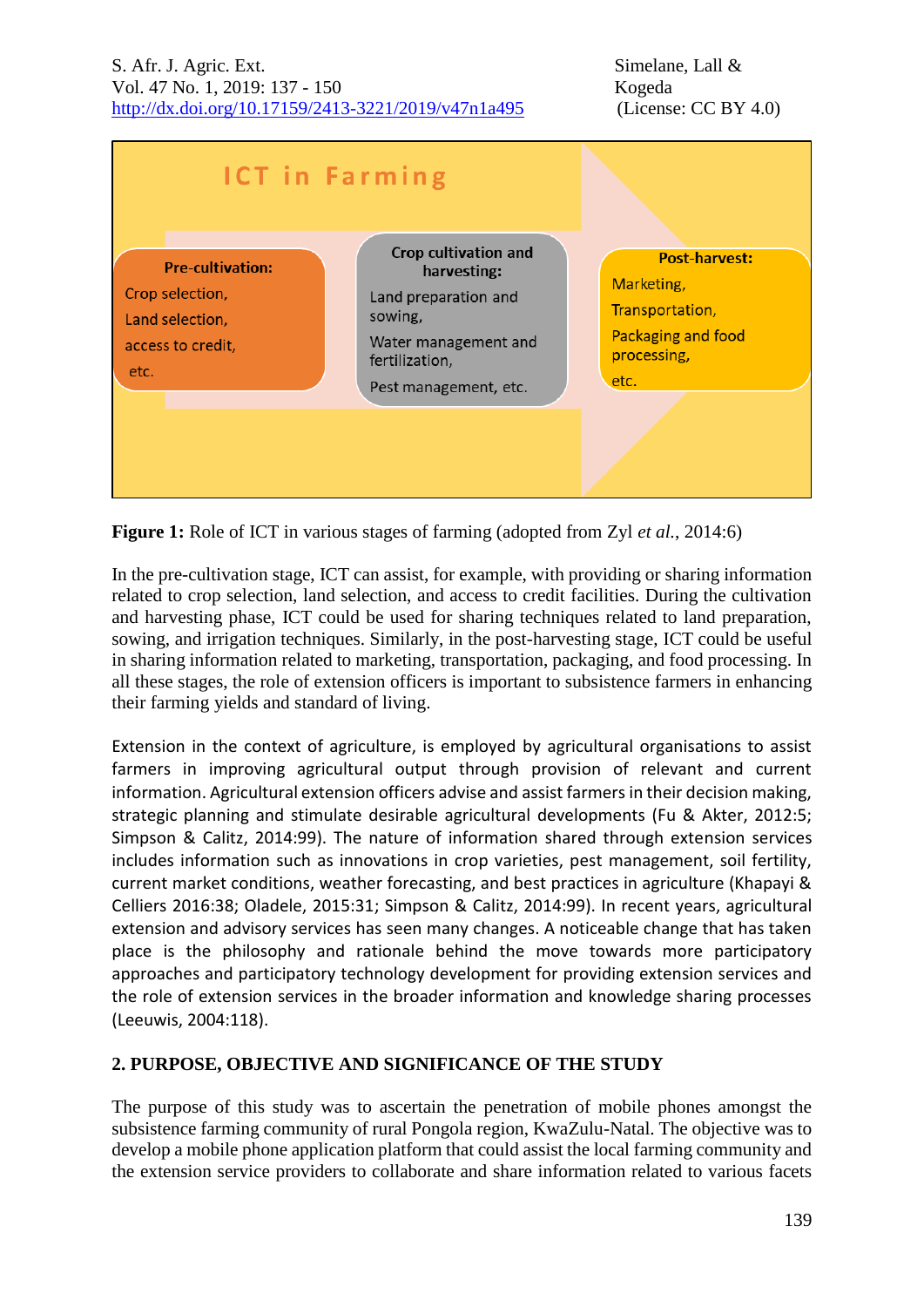ICT in Farming

**Pre-cultivation:**
Crop selection,
Land selection,
access to credit,
etc.

**Crop cultivation and harvesting:**
Land preparation and sowing,
Water management and fertilization,
Pest management, etc.

**Post-harvest:**
Marketing,
Transportation,
Packaging and food processing,
etc.

**Figure 1:** Role of ICT in various stages of farming (adopted from Zyl *et al.*, 2014:6)

In the pre-cultivation stage, ICT can assist, for example, with providing or sharing information related to crop selection, land selection, and access to credit facilities. During the cultivation and harvesting phase, ICT could be used for sharing techniques related to land preparation, sowing, and irrigation techniques. Similarly, in the post-harvesting stage, ICT could be useful in sharing information related to marketing, transportation, packaging, and food processing. In all these stages, the role of extension officers is important to subsistence farmers in enhancing their farming yields and standard of living.

Extension in the context of agriculture, is employed by agricultural organisations to assist farmers in improving agricultural output through provision of relevant and current information. Agricultural extension officers advise and assist farmers in their decision making, strategic planning and stimulate desirable agricultural developments (Fu & Akter, 2012:5; Simpson & Calitz, 2014:99). The nature of information shared through extension services includes information such as innovations in crop varieties, pest management, soil fertility, current market conditions, weather forecasting, and best practices in agriculture (Khapayi & Celliers 2016:38; Oladele, 2015:31; Simpson & Calitz, 2014:99). In recent years, agricultural extension and advisory services has seen many changes. A noticeable change that has taken place is the philosophy and rationale behind the move towards more participatory approaches and participatory technology development for providing extension services and the role of extension services in the broader information and knowledge sharing processes (Leeuwis, 2004:118).

## 2. PURPOSE, OBJECTIVE AND SIGNIFICANCE OF THE STUDY

The purpose of this study was to ascertain the penetration of mobile phones amongst the subsistence farming community of rural Pongola region, KwaZulu-Natal. The objective was to develop a mobile phone application platform that could assist the local farming community and the extension service providers to collaborate and share information related to various facets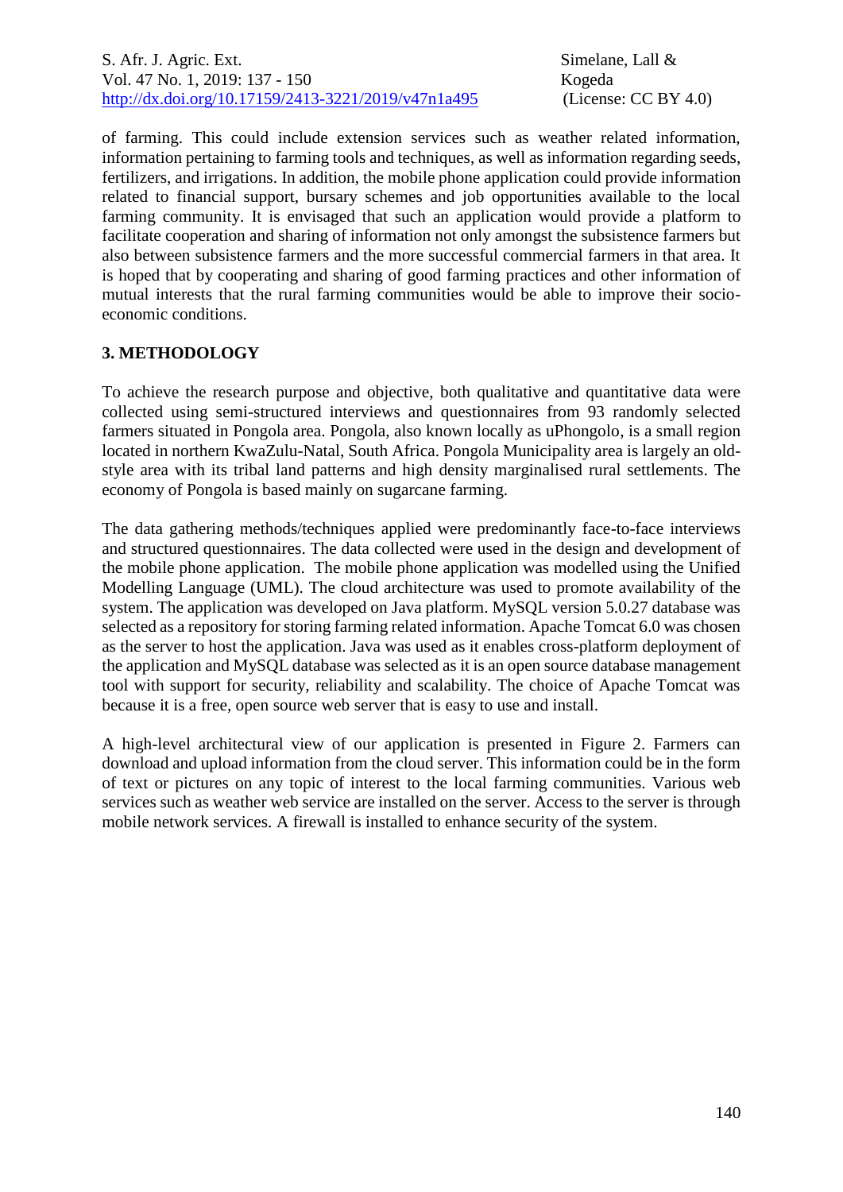of farming. This could include extension services such as weather related information, information pertaining to farming tools and techniques, as well as information regarding seeds, fertilizers, and irrigations. In addition, the mobile phone application could provide information related to financial support, bursary schemes and job opportunities available to the local farming community. It is envisaged that such an application would provide a platform to facilitate cooperation and sharing of information not only amongst the subsistence farmers but also between subsistence farmers and the more successful commercial farmers in that area. It is hoped that by cooperating and sharing of good farming practices and other information of mutual interests that the rural farming communities would be able to improve their socio-economic conditions.

## 3. METHODOLOGY

To achieve the research purpose and objective, both qualitative and quantitative data were collected using semi-structured interviews and questionnaires from 93 randomly selected farmers situated in Pongola area. Pongola, also known locally as uPhongolo, is a small region located in northern KwaZulu-Natal, South Africa. Pongola Municipality area is largely an old-style area with its tribal land patterns and high density marginalised rural settlements. The economy of Pongola is based mainly on sugarcane farming.

The data gathering methods/techniques applied were predominantly face-to-face interviews and structured questionnaires. The data collected were used in the design and development of the mobile phone application. The mobile phone application was modelled using the Unified Modelling Language (UML). The cloud architecture was used to promote availability of the system. The application was developed on Java platform. MySQL version 5.0.27 database was selected as a repository for storing farming related information. Apache Tomcat 6.0 was chosen as the server to host the application. Java was used as it enables cross-platform deployment of the application and MySQL database was selected as it is an open source database management tool with support for security, reliability and scalability. The choice of Apache Tomcat was because it is a free, open source web server that is easy to use and install.

A high-level architectural view of our application is presented in Figure 2. Farmers can download and upload information from the cloud server. This information could be in the form of text or pictures on any topic of interest to the local farming communities. Various web services such as weather web service are installed on the server. Access to the server is through mobile network services. A firewall is installed to enhance security of the system.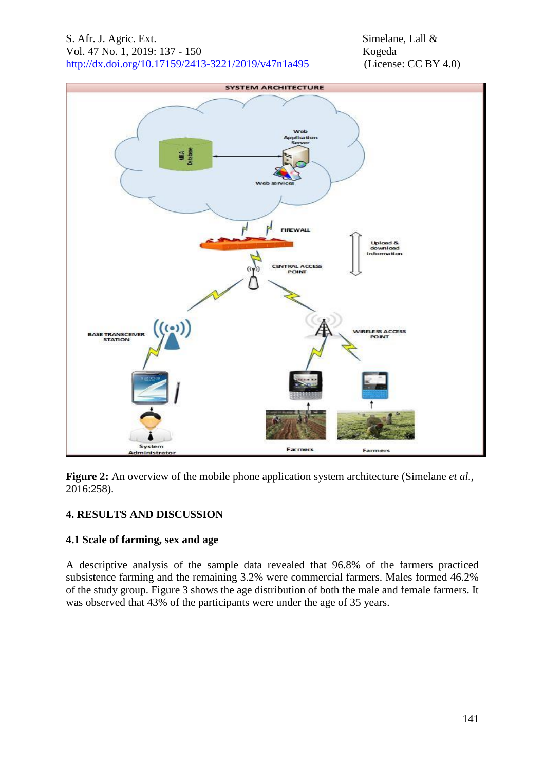**Figure 2:** An overview of the mobile phone application system architecture (Simelane *et al.*, 2016:258).

## 4. RESULTS AND DISCUSSION

### 4.1 Scale of farming, sex and age

A descriptive analysis of the sample data revealed that 96.8% of the farmers practiced subsistence farming and the remaining 3.2% were commercial farmers. Males formed 46.2% of the study group. Figure 3 shows the age distribution of both the male and female farmers. It was observed that 43% of the participants were under the age of 35 years.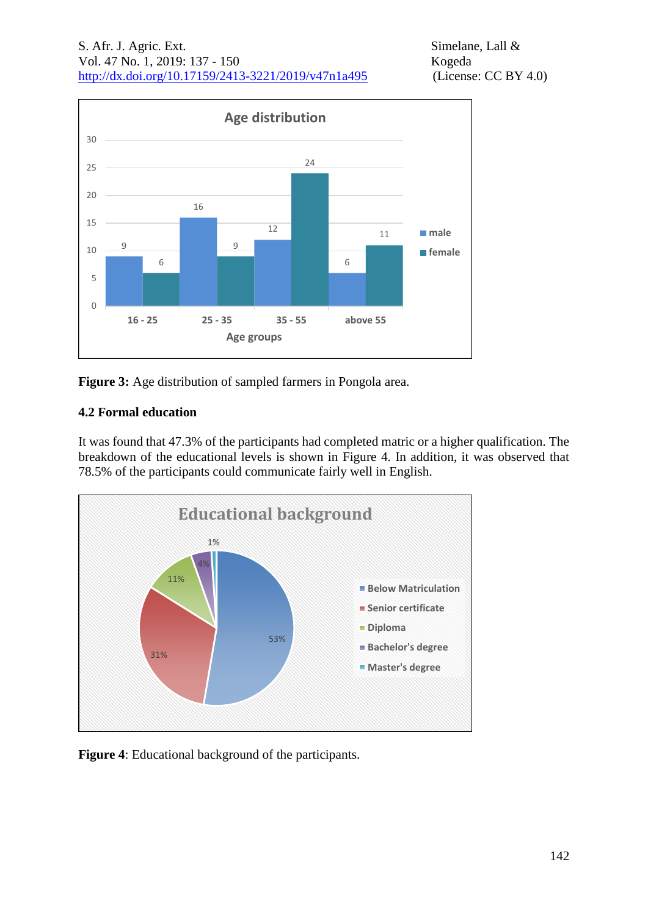Figure 3: Age distribution of sampled farmers in Pongola area.

### 4.2 Formal education

It was found that 47.3% of the participants had completed matric or a higher qualification. The breakdown of the educational levels is shown in Figure 4. In addition, it was observed that 78.5% of the participants could communicate fairly well in English.

**Figure 4**: Educational background of the participants.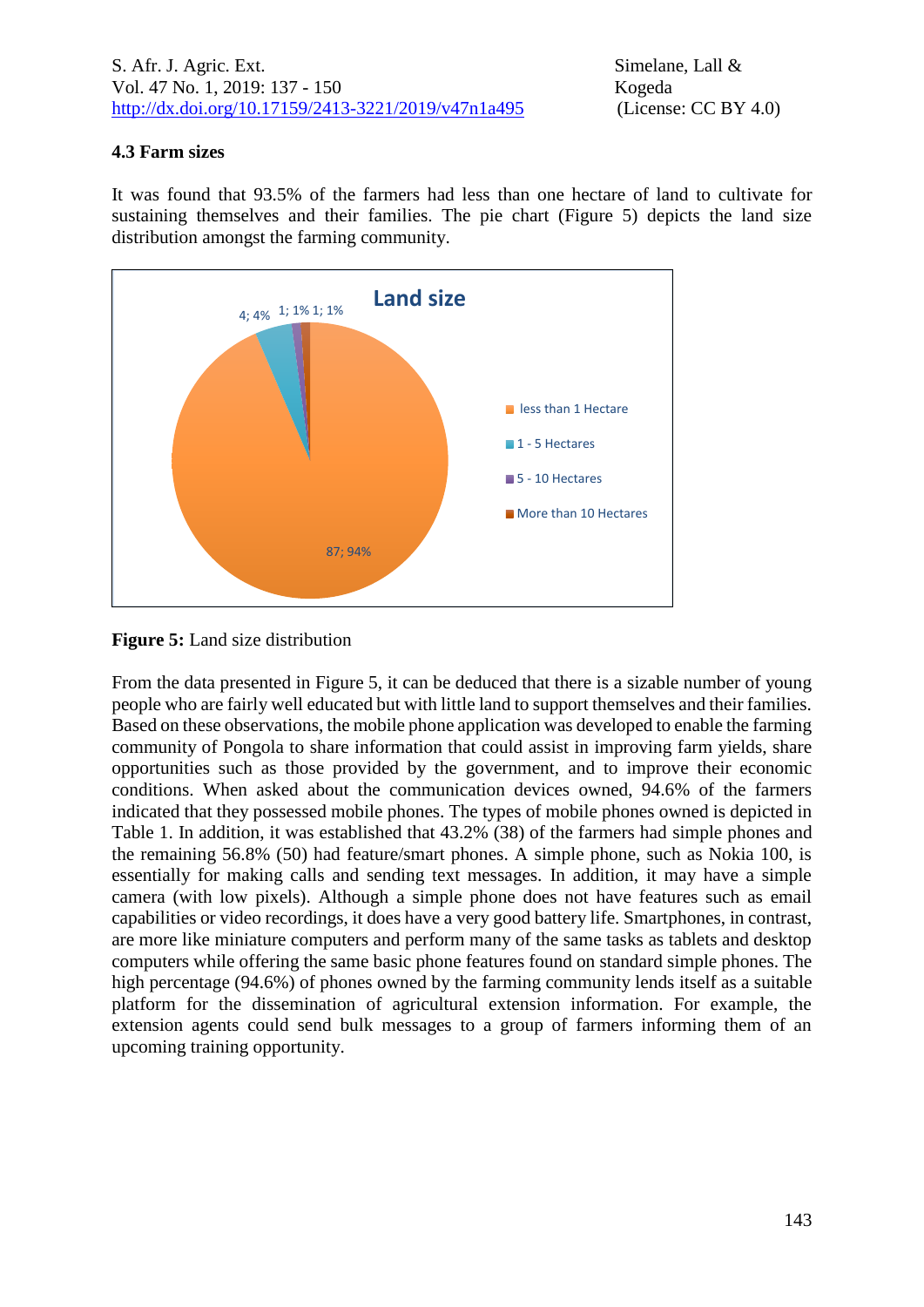### 4.3 Farm sizes

It was found that 93.5% of the farmers had less than one hectare of land to cultivate for sustaining themselves and their families. The pie chart (Figure 5) depicts the land size distribution amongst the farming community.

**Figure 5:** Land size distribution

From the data presented in Figure 5, it can be deduced that there is a sizable number of young people who are fairly well educated but with little land to support themselves and their families. Based on these observations, the mobile phone application was developed to enable the farming community of Pongola to share information that could assist in improving farm yields, share opportunities such as those provided by the government, and to improve their economic conditions. When asked about the communication devices owned, 94.6% of the farmers indicated that they possessed mobile phones. The types of mobile phones owned is depicted in Table 1. In addition, it was established that 43.2% (38) of the farmers had simple phones and the remaining 56.8% (50) had feature/smart phones. A simple phone, such as Nokia 100, is essentially for making calls and sending text messages. In addition, it may have a simple camera (with low pixels). Although a simple phone does not have features such as email capabilities or video recordings, it does have a very good battery life. Smartphones, in contrast, are more like miniature computers and perform many of the same tasks as tablets and desktop computers while offering the same basic phone features found on standard simple phones. The high percentage (94.6%) of phones owned by the farming community lends itself as a suitable platform for the dissemination of agricultural extension information. For example, the extension agents could send bulk messages to a group of farmers informing them of an upcoming training opportunity.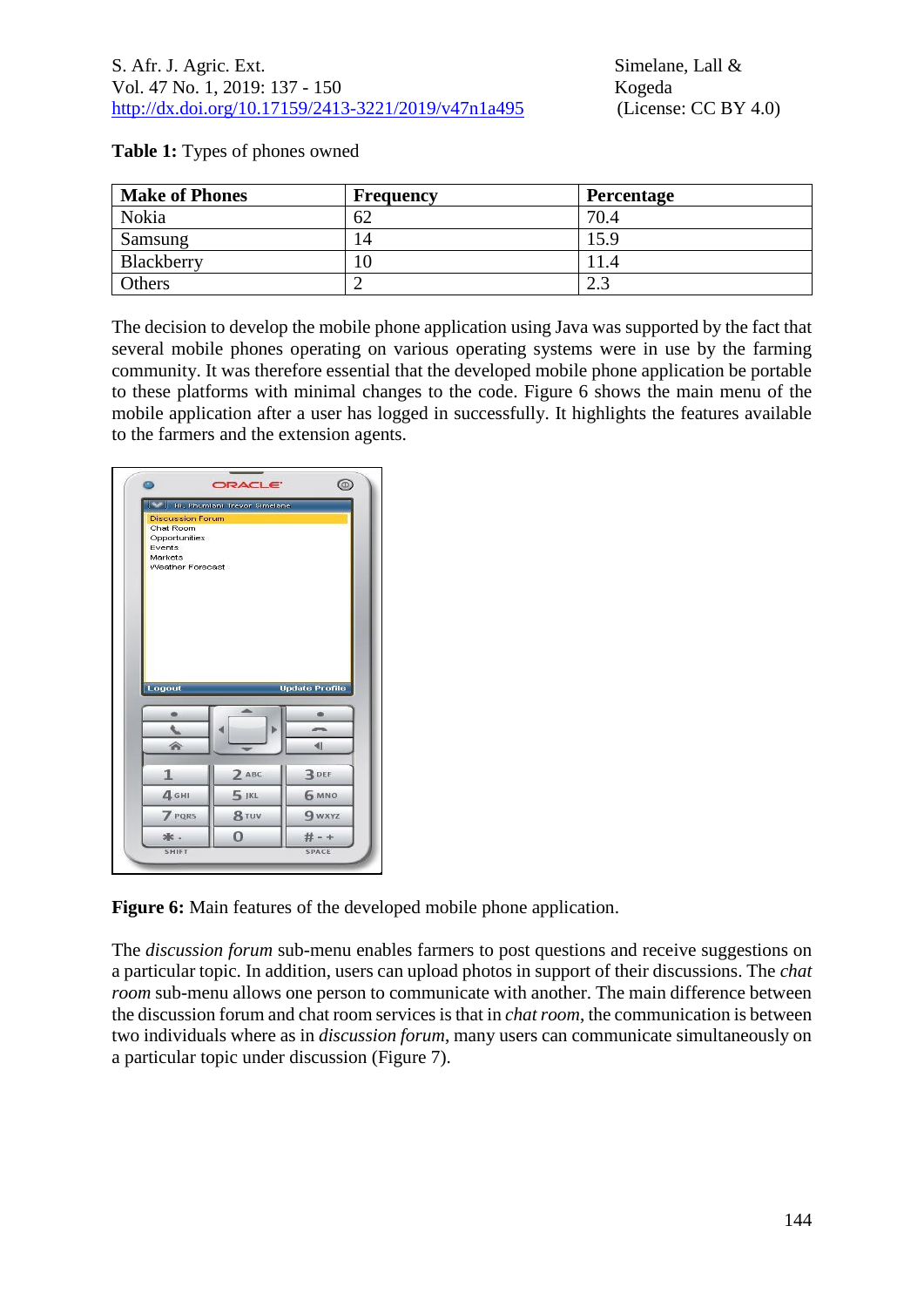**Table 1:** Types of phones owned

| Make of Phones | Frequency | Percentage |
|---|---|---|
| Nokia | 62 | 70.4 |
| Samsung | 14 | 15.9 |
| Blackberry | 10 | 11.4 |
| Others | 2 | 2.3 |

The decision to develop the mobile phone application using Java was supported by the fact that several mobile phones operating on various operating systems were in use by the farming community. It was therefore essential that the developed mobile phone application be portable to these platforms with minimal changes to the code. Figure 6 shows the main menu of the mobile application after a user has logged in successfully. It highlights the features available to the farmers and the extension agents.

**Figure 6:** Main features of the developed mobile phone application.

The *discussion forum* sub-menu enables farmers to post questions and receive suggestions on a particular topic. In addition, users can upload photos in support of their discussions. The *chat room* sub-menu allows one person to communicate with another. The main difference between the discussion forum and chat room services is that in *chat room*, the communication is between two individuals where as in *discussion forum*, many users can communicate simultaneously on a particular topic under discussion (Figure 7).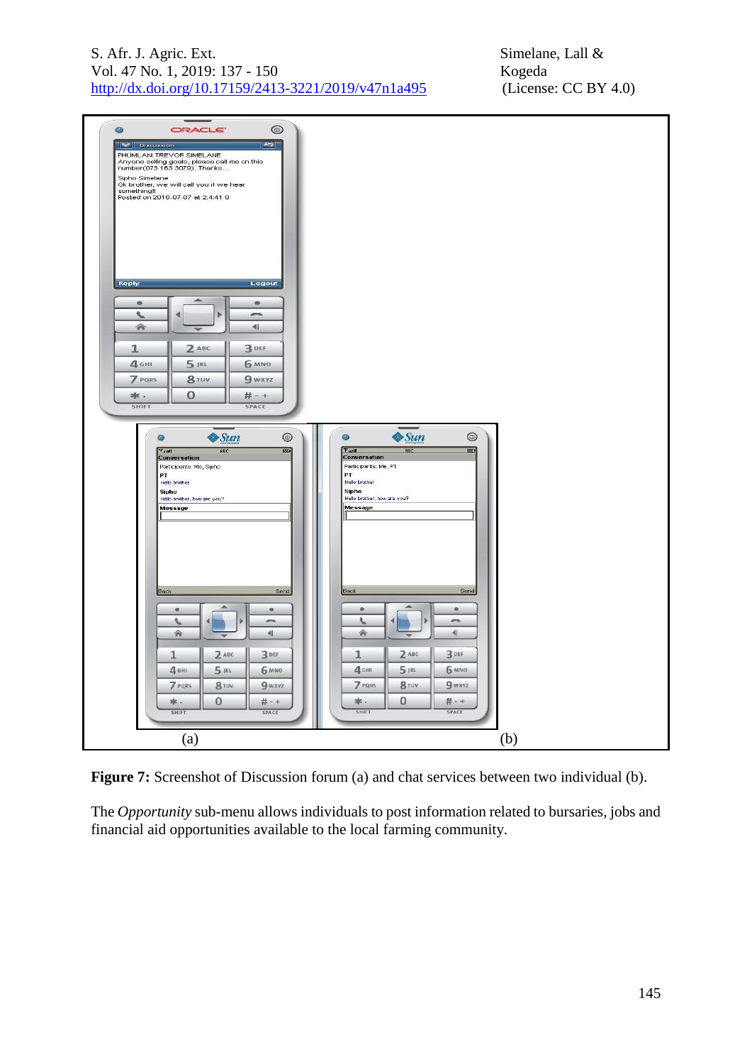**Figure 7:** Screenshot of Discussion forum (a) and chat services between two individual (b).

The *Opportunity* sub-menu allows individuals to post information related to bursaries, jobs and financial aid opportunities available to the local farming community.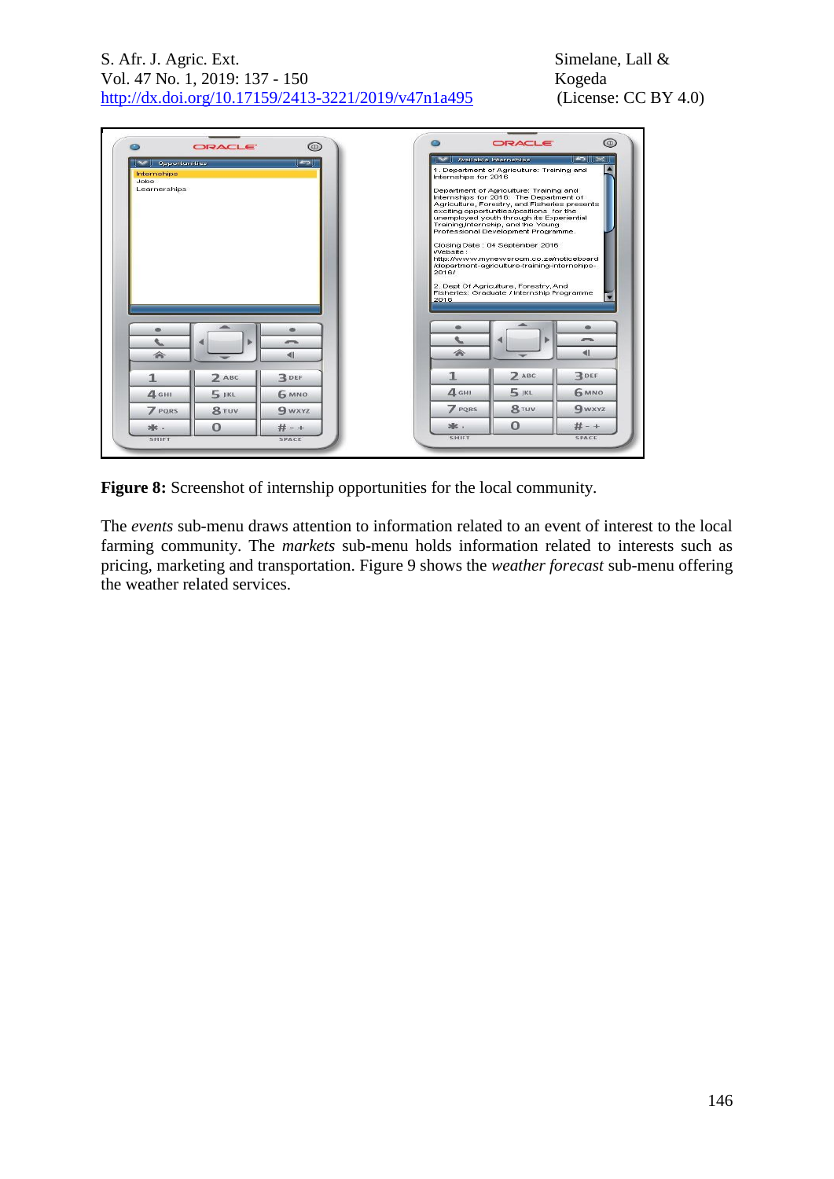**Figure 8:** Screenshot of internship opportunities for the local community.

The *events* sub-menu draws attention to information related to an event of interest to the local farming community. The *markets* sub-menu holds information related to interests such as pricing, marketing and transportation. Figure 9 shows the *weather forecast* sub-menu offering the weather related services.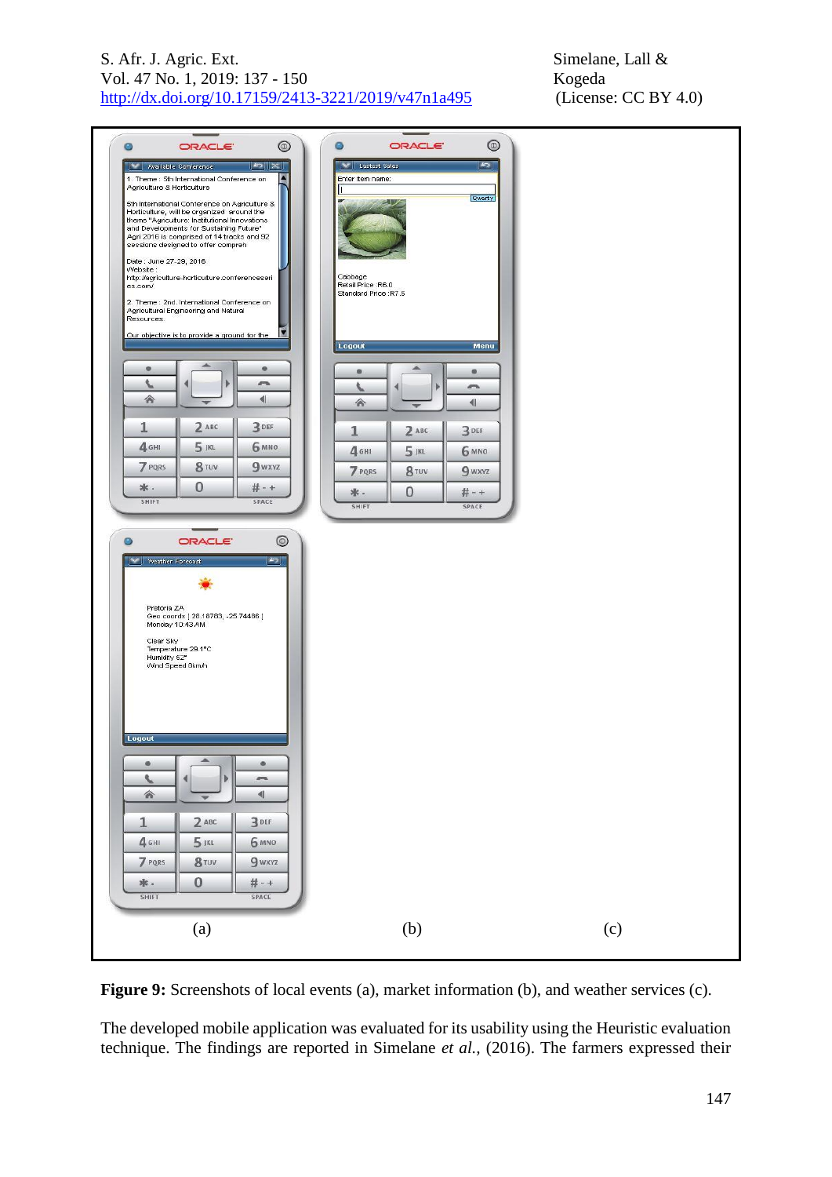**Figure 9:** Screenshots of local events (a), market information (b), and weather services (c).

The developed mobile application was evaluated for its usability using the Heuristic evaluation technique. The findings are reported in Simelane *et al.,* (2016). The farmers expressed their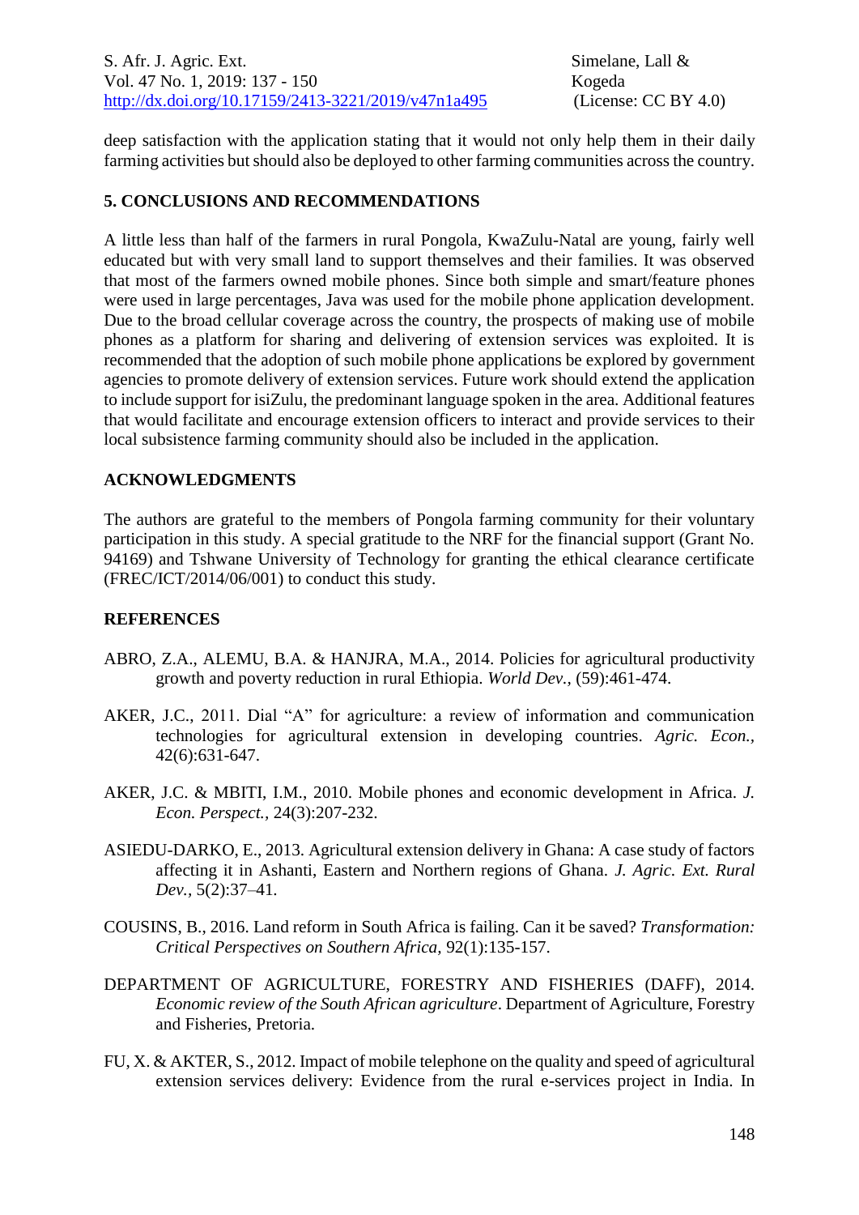deep satisfaction with the application stating that it would not only help them in their daily farming activities but should also be deployed to other farming communities across the country.

## 5. CONCLUSIONS AND RECOMMENDATIONS

A little less than half of the farmers in rural Pongola, KwaZulu-Natal are young, fairly well educated but with very small land to support themselves and their families. It was observed that most of the farmers owned mobile phones. Since both simple and smart/feature phones were used in large percentages, Java was used for the mobile phone application development. Due to the broad cellular coverage across the country, the prospects of making use of mobile phones as a platform for sharing and delivering of extension services was exploited. It is recommended that the adoption of such mobile phone applications be explored by government agencies to promote delivery of extension services. Future work should extend the application to include support for isiZulu, the predominant language spoken in the area. Additional features that would facilitate and encourage extension officers to interact and provide services to their local subsistence farming community should also be included in the application.

## ACKNOWLEDGMENTS

The authors are grateful to the members of Pongola farming community for their voluntary participation in this study. A special gratitude to the NRF for the financial support (Grant No. 94169) and Tshwane University of Technology for granting the ethical clearance certificate (FREC/ICT/2014/06/001) to conduct this study.

## REFERENCES

ABRO, Z.A., ALEMU, B.A. & HANJRA, M.A., 2014. Policies for agricultural productivity growth and poverty reduction in rural Ethiopia. *World Dev.,* (59):461-474.

AKER, J.C., 2011. Dial "A" for agriculture: a review of information and communication technologies for agricultural extension in developing countries. *Agric. Econ.,* 42(6):631-647.

AKER, J.C. & MBITI, I.M., 2010. Mobile phones and economic development in Africa. *J. Econ. Perspect.,* 24(3):207-232.

ASIEDU-DARKO, E., 2013. Agricultural extension delivery in Ghana: A case study of factors affecting it in Ashanti, Eastern and Northern regions of Ghana. *J. Agric. Ext. Rural Dev.,* 5(2):37–41.

COUSINS, B., 2016. Land reform in South Africa is failing. Can it be saved? *Transformation: Critical Perspectives on Southern Africa,* 92(1):135-157.

DEPARTMENT OF AGRICULTURE, FORESTRY AND FISHERIES (DAFF), 2014. *Economic review of the South African agriculture*. Department of Agriculture, Forestry and Fisheries, Pretoria.

FU, X. & AKTER, S., 2012. Impact of mobile telephone on the quality and speed of agricultural extension services delivery: Evidence from the rural e-services project in India. In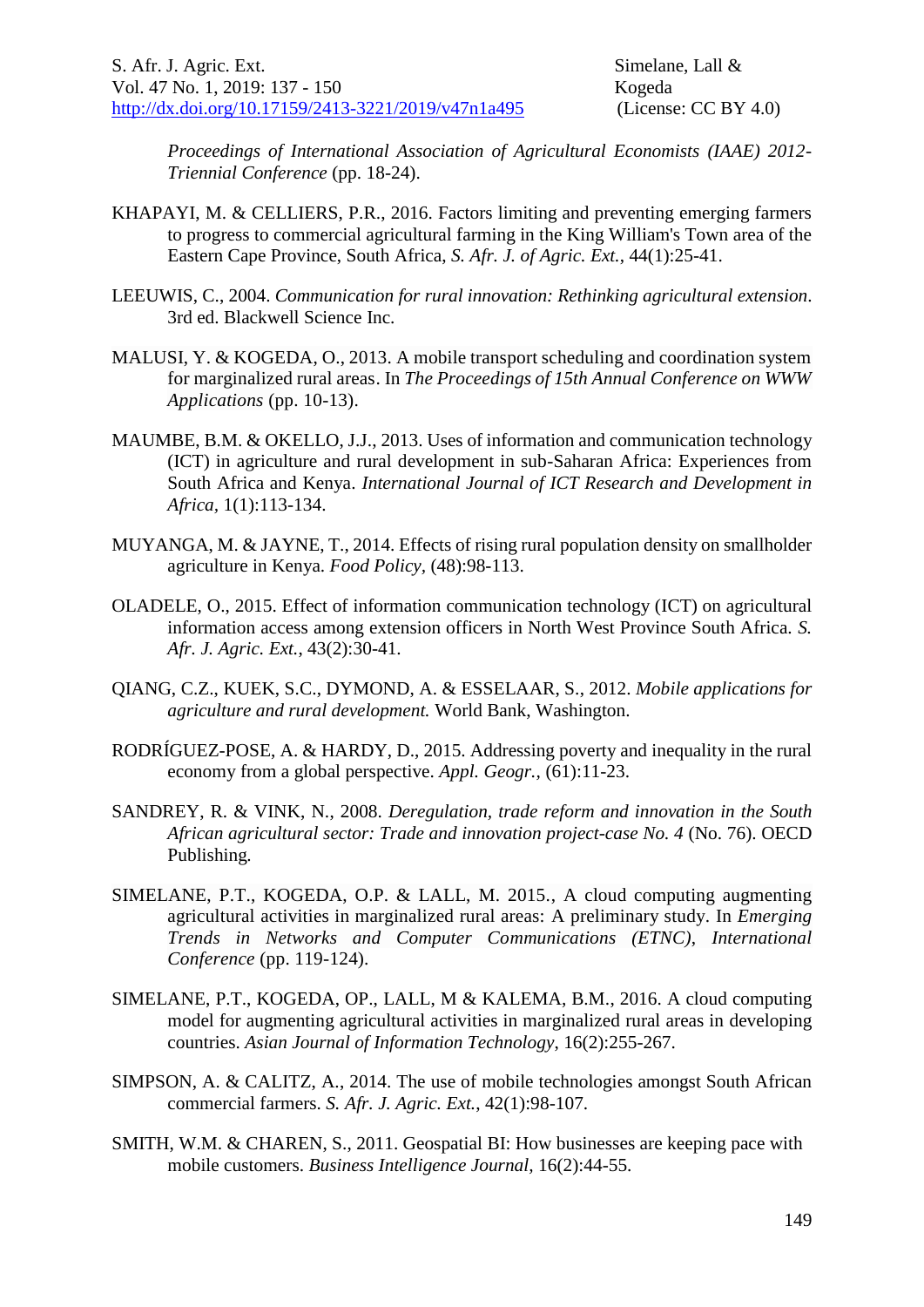*Proceedings of International Association of Agricultural Economists (IAAE) 2012-Triennial Conference* (pp. 18-24).

KHAPAYI, M. & CELLIERS, P.R., 2016. Factors limiting and preventing emerging farmers to progress to commercial agricultural farming in the King William's Town area of the Eastern Cape Province, South Africa, *S. Afr. J. of Agric. Ext.*, 44(1):25-41.

LEEUWIS, C., 2004. *Communication for rural innovation: Rethinking agricultural extension*. 3rd ed. Blackwell Science Inc.

MALUSI, Y. & KOGEDA, O., 2013. A mobile transport scheduling and coordination system for marginalized rural areas. In *The Proceedings of 15th Annual Conference on WWW Applications* (pp. 10-13).

MAUMBE, B.M. & OKELLO, J.J., 2013. Uses of information and communication technology (ICT) in agriculture and rural development in sub-Saharan Africa: Experiences from South Africa and Kenya. *International Journal of ICT Research and Development in Africa*, 1(1):113-134.

MUYANGA, M. & JAYNE, T., 2014. Effects of rising rural population density on smallholder agriculture in Kenya. *Food Policy*, (48):98-113.

OLADELE, O., 2015. Effect of information communication technology (ICT) on agricultural information access among extension officers in North West Province South Africa. *S. Afr. J. Agric. Ext.*, 43(2):30-41.

QIANG, C.Z., KUEK, S.C., DYMOND, A. & ESSELAAR, S., 2012. *Mobile applications for agriculture and rural development.* World Bank, Washington.

RODRÍGUEZ-POSE, A. & HARDY, D., 2015. Addressing poverty and inequality in the rural economy from a global perspective. *Appl. Geogr.*, (61):11-23.

SANDREY, R. & VINK, N., 2008. *Deregulation, trade reform and innovation in the South African agricultural sector: Trade and innovation project-case No. 4* (No. 76). OECD Publishing.

SIMELANE, P.T., KOGEDA, O.P. & LALL, M. 2015., A cloud computing augmenting agricultural activities in marginalized rural areas: A preliminary study. In *Emerging Trends in Networks and Computer Communications (ETNC), International Conference* (pp. 119-124).

SIMELANE, P.T., KOGEDA, OP., LALL, M & KALEMA, B.M., 2016. A cloud computing model for augmenting agricultural activities in marginalized rural areas in developing countries. *Asian Journal of Information Technology*, 16(2):255-267.

SIMPSON, A. & CALITZ, A., 2014. The use of mobile technologies amongst South African commercial farmers. *S. Afr. J. Agric. Ext.*, 42(1):98-107.

SMITH, W.M. & CHAREN, S., 2011. Geospatial BI: How businesses are keeping pace with mobile customers. *Business Intelligence Journal*, 16(2):44-55.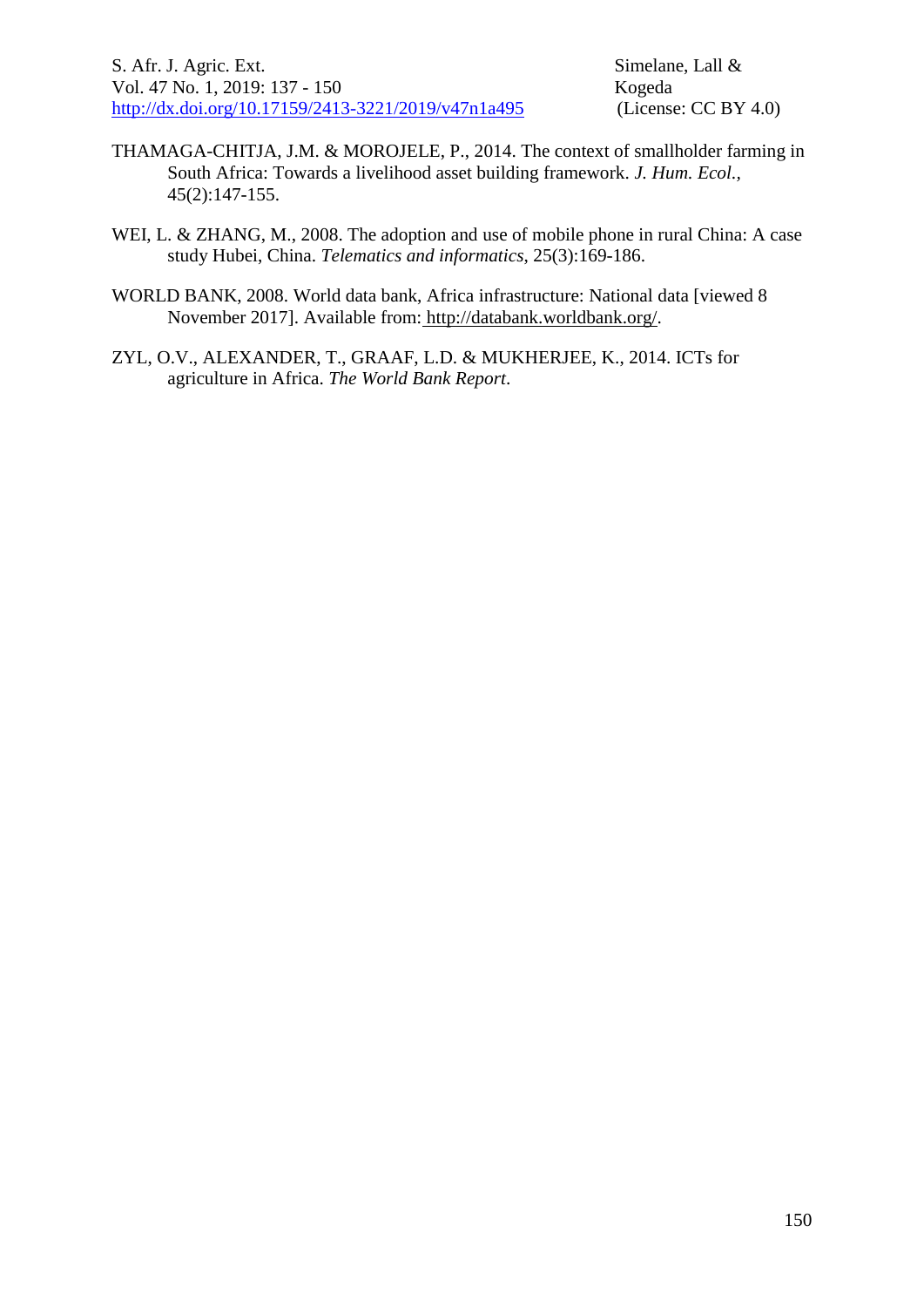THAMAGA-CHITJA, J.M. & MOROJELE, P., 2014. The context of smallholder farming in South Africa: Towards a livelihood asset building framework. *J. Hum. Ecol.*, 45(2):147-155.

WEI, L. & ZHANG, M., 2008. The adoption and use of mobile phone in rural China: A case study Hubei, China. *Telematics and informatics*, 25(3):169-186.

WORLD BANK, 2008. World data bank, Africa infrastructure: National data [viewed 8 November 2017]. Available from: http://databank.worldbank.org/.

ZYL, O.V., ALEXANDER, T., GRAAF, L.D. & MUKHERJEE, K., 2014. ICTs for agriculture in Africa. *The World Bank Report*.